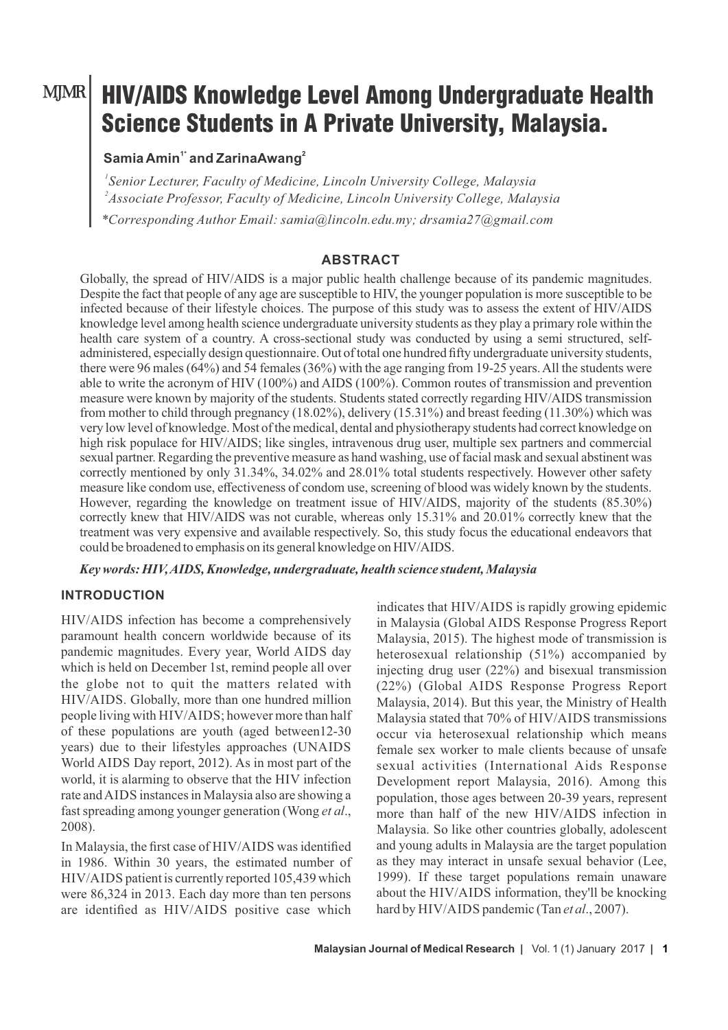# HIV/AIDS Knowledge Level Among Undergraduate Health Science Students in A Private University, Malaysia.

**Samia Amin[1*] and ZarinaAwang[2]**

*[1]Senior Lecturer, Faculty of Medicine, Lincoln University College, Malaysia*
*[2]Associate Professor, Faculty of Medicine, Lincoln University College, Malaysia*
*\*Corresponding Author Email: samia@lincoln.edu.my; drsamia27@gmail.com*

## ABSTRACT

Globally, the spread of HIV/AIDS is a major public health challenge because of its pandemic magnitudes. Despite the fact that people of any age are susceptible to HIV, the younger population is more susceptible to be infected because of their lifestyle choices. The purpose of this study was to assess the extent of HIV/AIDS knowledge level among health science undergraduate university students as they play a primary role within the health care system of a country. A cross-sectional study was conducted by using a semi structured, self-administered, especially design questionnaire. Out of total one hundred fifty undergraduate university students, there were 96 males (64%) and 54 females (36%) with the age ranging from 19-25 years. All the students were able to write the acronym of HIV (100%) and AIDS (100%). Common routes of transmission and prevention measure were known by majority of the students. Students stated correctly regarding HIV/AIDS transmission from mother to child through pregnancy (18.02%), delivery (15.31%) and breast feeding (11.30%) which was very low level of knowledge. Most of the medical, dental and physiotherapy students had correct knowledge on high risk populace for HIV/AIDS; like singles, intravenous drug user, multiple sex partners and commercial sexual partner. Regarding the preventive measure as hand washing, use of facial mask and sexual abstinent was correctly mentioned by only 31.34%, 34.02% and 28.01% total students respectively. However other safety measure like condom use, effectiveness of condom use, screening of blood was widely known by the students. However, regarding the knowledge on treatment issue of HIV/AIDS, majority of the students (85.30%) correctly knew that HIV/AIDS was not curable, whereas only 15.31% and 20.01% correctly knew that the treatment was very expensive and available respectively. So, this study focus the educational endeavors that could be broadened to emphasis on its general knowledge on HIV/AIDS.

***Key words: HIV, AIDS, Knowledge, undergraduate, health science student, Malaysia***

## INTRODUCTION

HIV/AIDS infection has become a comprehensively paramount health concern worldwide because of its pandemic magnitudes. Every year, World AIDS day which is held on December 1st, remind people all over the globe not to quit the matters related with HIV/AIDS. Globally, more than one hundred million people living with HIV/AIDS; however more than half of these populations are youth (aged between12-30 years) due to their lifestyles approaches (UNAIDS World AIDS Day report, 2012). As in most part of the world, it is alarming to observe that the HIV infection rate and AIDS instances in Malaysia also are showing a fast spreading among younger generation (Wong *et al*., 2008).

In Malaysia, the first case of HIV/AIDS was identified in 1986. Within 30 years, the estimated number of HIV/AIDS patient is currently reported 105,439 which were 86,324 in 2013. Each day more than ten persons are identified as HIV/AIDS positive case which indicates that HIV/AIDS is rapidly growing epidemic in Malaysia (Global AIDS Response Progress Report Malaysia, 2015). The highest mode of transmission is heterosexual relationship (51%) accompanied by injecting drug user (22%) and bisexual transmission (22%) (Global AIDS Response Progress Report Malaysia, 2014). But this year, the Ministry of Health Malaysia stated that 70% of HIV/AIDS transmissions occur via heterosexual relationship which means female sex worker to male clients because of unsafe sexual activities (International Aids Response Development report Malaysia, 2016). Among this population, those ages between 20-39 years, represent more than half of the new HIV/AIDS infection in Malaysia. So like other countries globally, adolescent and young adults in Malaysia are the target population as they may interact in unsafe sexual behavior (Lee, 1999). If these target populations remain unaware about the HIV/AIDS information, they'll be knocking hard by HIV/AIDS pandemic (Tan *et al*., 2007).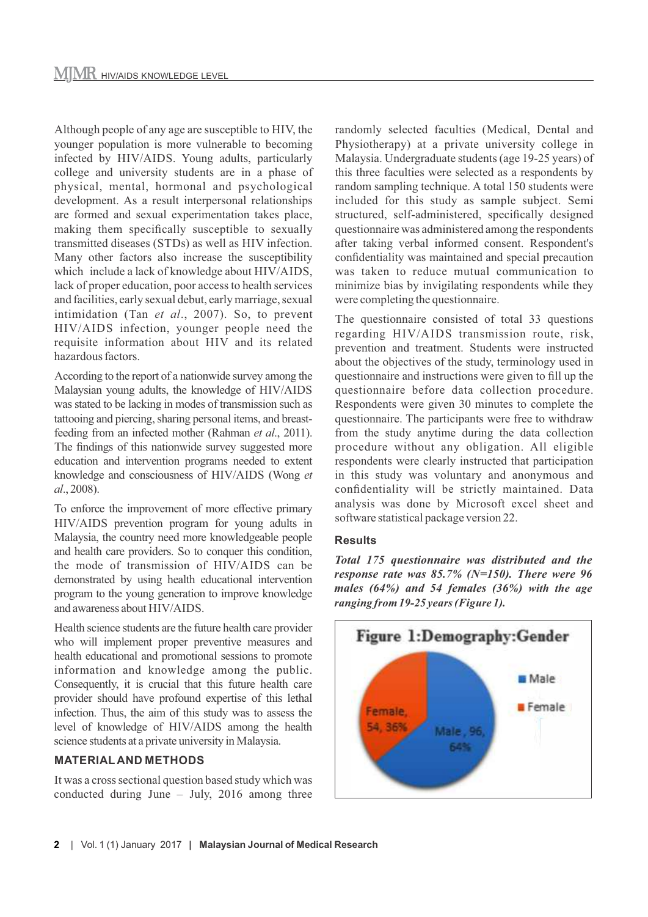Although people of any age are susceptible to HIV, the younger population is more vulnerable to becoming infected by HIV/AIDS. Young adults, particularly college and university students are in a phase of physical, mental, hormonal and psychological development. As a result interpersonal relationships are formed and sexual experimentation takes place, making them specifically susceptible to sexually transmitted diseases (STDs) as well as HIV infection. Many other factors also increase the susceptibility which include a lack of knowledge about HIV/AIDS, lack of proper education, poor access to health services and facilities, early sexual debut, early marriage, sexual intimidation (Tan *et al*., 2007). So, to prevent HIV/AIDS infection, younger people need the requisite information about HIV and its related hazardous factors.

According to the report of a nationwide survey among the Malaysian young adults, the knowledge of HIV/AIDS was stated to be lacking in modes of transmission such as tattooing and piercing, sharing personal items, and breast-feeding from an infected mother (Rahman *et al*., 2011). The findings of this nationwide survey suggested more education and intervention programs needed to extent knowledge and consciousness of HIV/AIDS (Wong *et al*., 2008).

To enforce the improvement of more effective primary HIV/AIDS prevention program for young adults in Malaysia, the country need more knowledgeable people and health care providers. So to conquer this condition, the mode of transmission of HIV/AIDS can be demonstrated by using health educational intervention program to the young generation to improve knowledge and awareness about HIV/AIDS.

Health science students are the future health care provider who will implement proper preventive measures and health educational and promotional sessions to promote information and knowledge among the public. Consequently, it is crucial that this future health care provider should have profound expertise of this lethal infection. Thus, the aim of this study was to assess the level of knowledge of HIV/AIDS among the health science students at a private university in Malaysia.

## MATERIAL AND METHODS

It was a cross sectional question based study which was conducted during June – July, 2016 among three randomly selected faculties (Medical, Dental and Physiotherapy) at a private university college in Malaysia. Undergraduate students (age 19-25 years) of this three faculties were selected as a respondents by random sampling technique. A total 150 students were included for this study as sample subject. Semi structured, self-administered, specifically designed questionnaire was administered among the respondents after taking verbal informed consent. Respondent's confidentiality was maintained and special precaution was taken to reduce mutual communication to minimize bias by invigilating respondents while they were completing the questionnaire.

The questionnaire consisted of total 33 questions regarding HIV/AIDS transmission route, risk, prevention and treatment. Students were instructed about the objectives of the study, terminology used in questionnaire and instructions were given to fill up the questionnaire before data collection procedure. Respondents were given 30 minutes to complete the questionnaire. The participants were free to withdraw from the study anytime during the data collection procedure without any obligation. All eligible respondents were clearly instructed that participation in this study was voluntary and anonymous and confidentiality will be strictly maintained. Data analysis was done by Microsoft excel sheet and software statistical package version 22.

### Results

***Total 175 questionnaire was distributed and the response rate was 85.7% (N=150). There were 96 males (64%) and 54 females (36%) with the age ranging from 19-25 years (Figure 1).***

**Figure 1:Demography:Gender**

Male, 96, 64%
Female, 54, 36%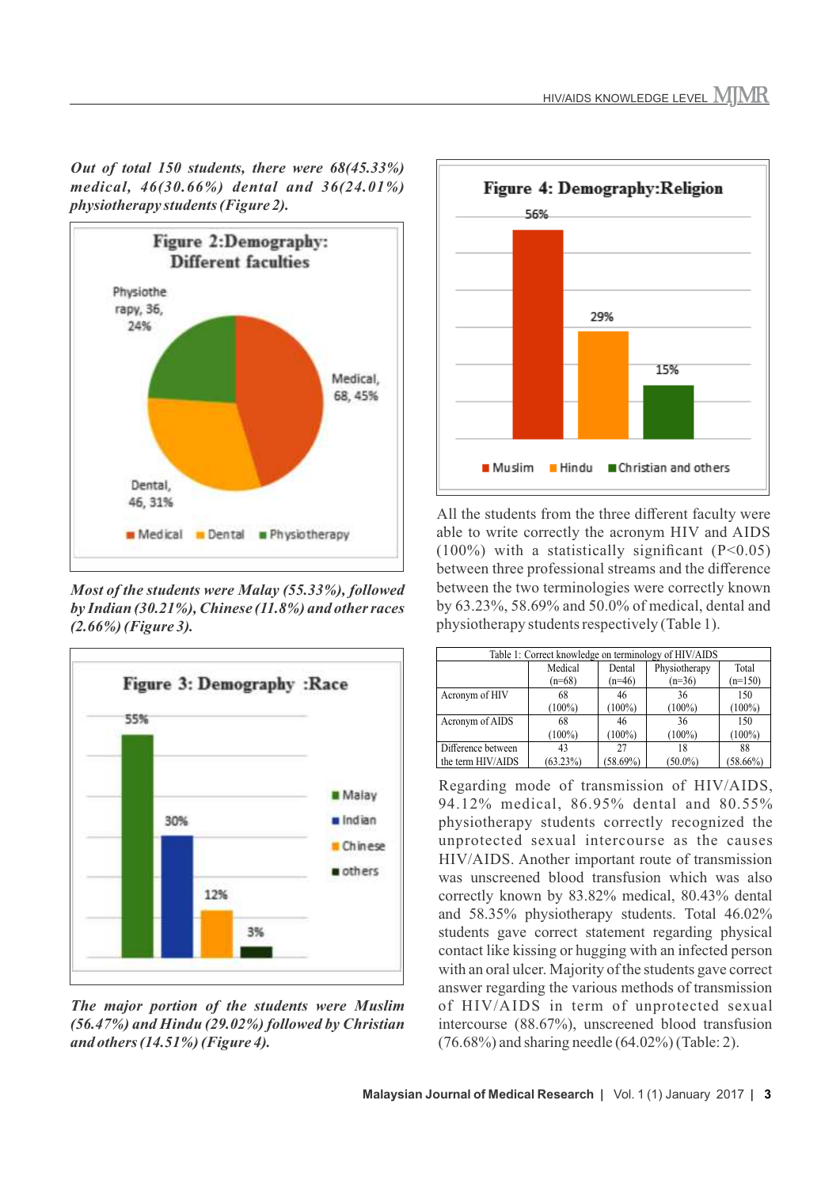*Out of total 150 students, there were 68(45.33%) medical, 46(30.66%) dental and 36(24.01%) physiotherapy students (Figure 2).*

**Figure 2: Demography: Different faculties**

*Most of the students were Malay (55.33%), followed by Indian (30.21%), Chinese (11.8%) and other races (2.66%) (Figure 3).*

**Figure 3: Demography :Race**

*The major portion of the students were Muslim (56.47%) and Hindu (29.02%) followed by Christian and others (14.51%) (Figure 4).*

**Figure 4: Demography:Religion**

All the students from the three different faculty were able to write correctly the acronym HIV and AIDS (100%) with a statistically significant ($P<0.05$) between three professional streams and the difference between the two terminologies were correctly known by 63.23%, 58.69% and 50.0% of medical, dental and physiotherapy students respectively (Table 1).

Table 1: Correct knowledge on terminology of HIV/AIDS

| | Medical (n=68) | Dental (n=46) | Physiotherapy (n=36) | Total (n=150) |
|---|---|---|---|---|
| Acronym of HIV | 68 (100%) | 46 (100%) | 36 (100%) | 150 (100%) |
| Acronym of AIDS | 68 (100%) | 46 (100%) | 36 (100%) | 150 (100%) |
| Difference between the term HIV/AIDS | 43 (63.23%) | 27 (58.69%) | 18 (50.0%) | 88 (58.66%) |

Regarding mode of transmission of HIV/AIDS, 94.12% medical, 86.95% dental and 80.55% physiotherapy students correctly recognized the unprotected sexual intercourse as the causes HIV/AIDS. Another important route of transmission was unscreened blood transfusion which was also correctly known by 83.82% medical, 80.43% dental and 58.35% physiotherapy students. Total 46.02% students gave correct statement regarding physical contact like kissing or hugging with an infected person with an oral ulcer. Majority of the students gave correct answer regarding the various methods of transmission of HIV/AIDS in term of unprotected sexual intercourse (88.67%), unscreened blood transfusion (76.68%) and sharing needle (64.02%) (Table: 2).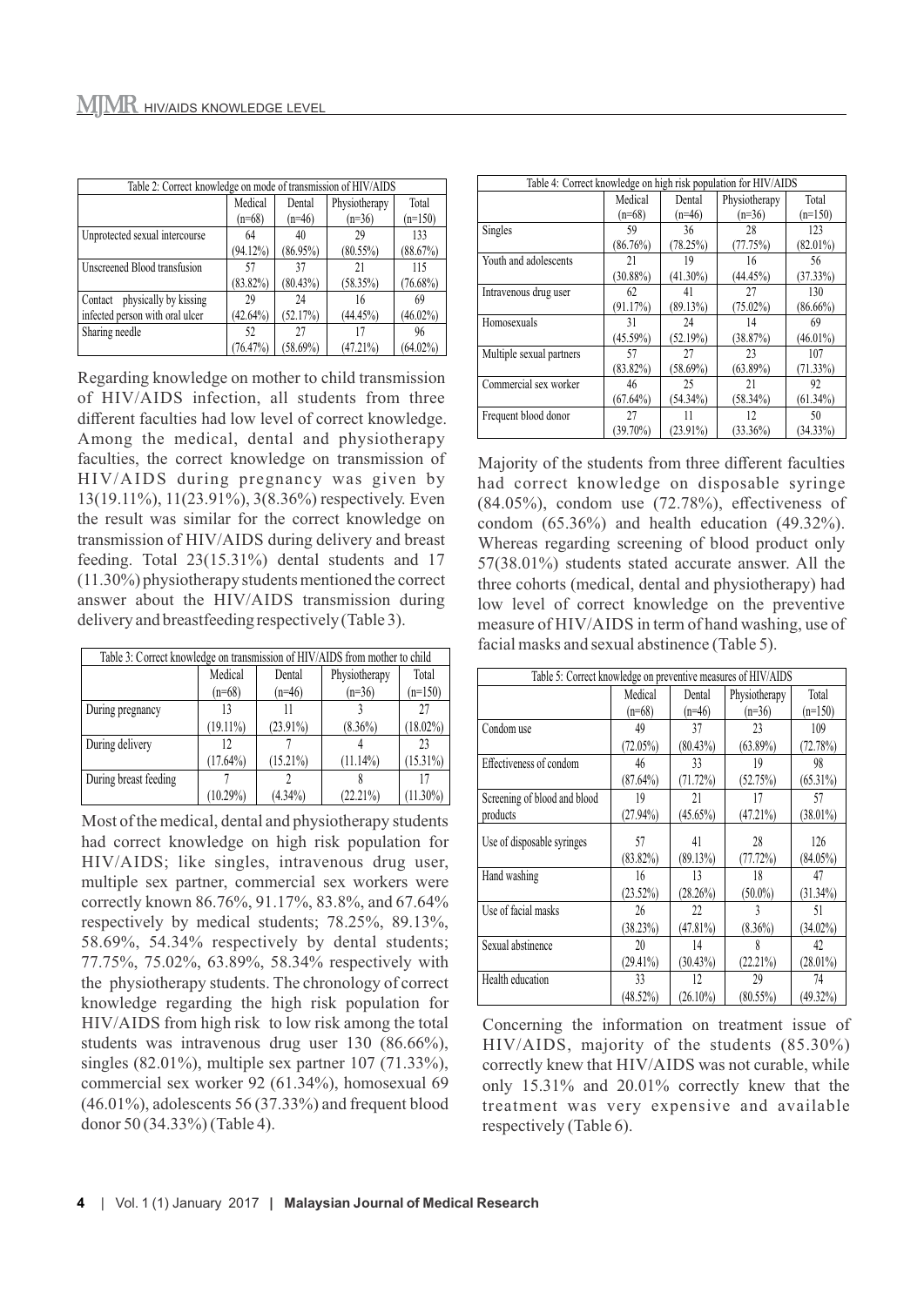| Table 2: Correct knowledge on mode of transmission of HIV/AIDS | | | | |
|---|---|---|---|---|
| | Medical (n=68) | Dental (n=46) | Physiotherapy (n=36) | Total (n=150) |
| Unprotected sexual intercourse | 64 (94.12%) | 40 (86.95%) | 29 (80.55%) | 133 (88.67%) |
| Unscreened Blood transfusion | 57 (83.82%) | 37 (80.43%) | 21 (58.35%) | 115 (76.68%) |
| Contact physically by kissing infected person with oral ulcer | 29 (42.64%) | 24 (52.17%) | 16 (44.45%) | 69 (46.02%) |
| Sharing needle | 52 (76.47%) | 27 (58.69%) | 17 (47.21%) | 96 (64.02%) |

Regarding knowledge on mother to child transmission of HIV/AIDS infection, all students from three different faculties had low level of correct knowledge. Among the medical, dental and physiotherapy faculties, the correct knowledge on transmission of HIV/AIDS during pregnancy was given by 13(19.11%), 11(23.91%), 3(8.36%) respectively. Even the result was similar for the correct knowledge on transmission of HIV/AIDS during delivery and breast feeding. Total 23(15.31%) dental students and 17 (11.30%) physiotherapy students mentioned the correct answer about the HIV/AIDS transmission during delivery and breastfeeding respectively (Table 3).

| Table 3: Correct knowledge on transmission of HIV/AIDS from mother to child | | | | |
|---|---|---|---|---|
| | Medical (n=68) | Dental (n=46) | Physiotherapy (n=36) | Total (n=150) |
| During pregnancy | 13 (19.11%) | 11 (23.91%) | 3 (8.36%) | 27 (18.02%) |
| During delivery | 12 (17.64%) | 7 (15.21%) | 4 (11.14%) | 23 (15.31%) |
| During breast feeding | 7 (10.29%) | 2 (4.34%) | 8 (22.21%) | 17 (11.30%) |

Most of the medical, dental and physiotherapy students had correct knowledge on high risk population for HIV/AIDS; like singles, intravenous drug user, multiple sex partner, commercial sex workers were correctly known 86.76%, 91.17%, 83.8%, and 67.64% respectively by medical students; 78.25%, 89.13%, 58.69%, 54.34% respectively by dental students; 77.75%, 75.02%, 63.89%, 58.34% respectively with the physiotherapy students. The chronology of correct knowledge regarding the high risk population for HIV/AIDS from high risk to low risk among the total students was intravenous drug user 130 (86.66%), singles (82.01%), multiple sex partner 107 (71.33%), commercial sex worker 92 (61.34%), homosexual 69 (46.01%), adolescents 56 (37.33%) and frequent blood donor 50 (34.33%) (Table 4).

| Table 4: Correct knowledge on high risk population for HIV/AIDS | | | | |
|---|---|---|---|---|
| | Medical (n=68) | Dental (n=46) | Physiotherapy (n=36) | Total (n=150) |
| Singles | 59 (86.76%) | 36 (78.25%) | 28 (77.75%) | 123 (82.01%) |
| Youth and adolescents | 21 (30.88%) | 19 (41.30%) | 16 (44.45%) | 56 (37.33%) |
| Intravenous drug user | 62 (91.17%) | 41 (89.13%) | 27 (75.02%) | 130 (86.66%) |
| Homosexuals | 31 (45.59%) | 24 (52.19%) | 14 (38.87%) | 69 (46.01%) |
| Multiple sexual partners | 57 (83.82%) | 27 (58.69%) | 23 (63.89%) | 107 (71.33%) |
| Commercial sex worker | 46 (67.64%) | 25 (54.34%) | 21 (58.34%) | 92 (61.34%) |
| Frequent blood donor | 27 (39.70%) | 11 (23.91%) | 12 (33.36%) | 50 (34.33%) |

Majority of the students from three different faculties had correct knowledge on disposable syringe (84.05%), condom use (72.78%), effectiveness of condom (65.36%) and health education (49.32%). Whereas regarding screening of blood product only 57(38.01%) students stated accurate answer. All the three cohorts (medical, dental and physiotherapy) had low level of correct knowledge on the preventive measure of HIV/AIDS in term of hand washing, use of facial masks and sexual abstinence (Table 5).

| Table 5: Correct knowledge on preventive measures of HIV/AIDS | | | | |
|---|---|---|---|---|
| | Medical (n=68) | Dental (n=46) | Physiotherapy (n=36) | Total (n=150) |
| Condom use | 49 (72.05%) | 37 (80.43%) | 23 (63.89%) | 109 (72.78%) |
| Effectiveness of condom | 46 (87.64%) | 33 (71.72%) | 19 (52.75%) | 98 (65.31%) |
| Screening of blood and blood products | 19 (27.94%) | 21 (45.65%) | 17 (47.21%) | 57 (38.01%) |
| Use of disposable syringes | 57 (83.82%) | 41 (89.13%) | 28 (77.72%) | 126 (84.05%) |
| Hand washing | 16 (23.52%) | 13 (28.26%) | 18 (50.0%) | 47 (31.34%) |
| Use of facial masks | 26 (38.23%) | 22 (47.81%) | 3 (8.36%) | 51 (34.02%) |
| Sexual abstinence | 20 (29.41%) | 14 (30.43%) | 8 (22.21%) | 42 (28.01%) |
| Health education | 33 (48.52%) | 12 (26.10%) | 29 (80.55%) | 74 (49.32%) |

Concerning the information on treatment issue of HIV/AIDS, majority of the students (85.30%) correctly knew that HIV/AIDS was not curable, while only 15.31% and 20.01% correctly knew that the treatment was very expensive and available respectively (Table 6).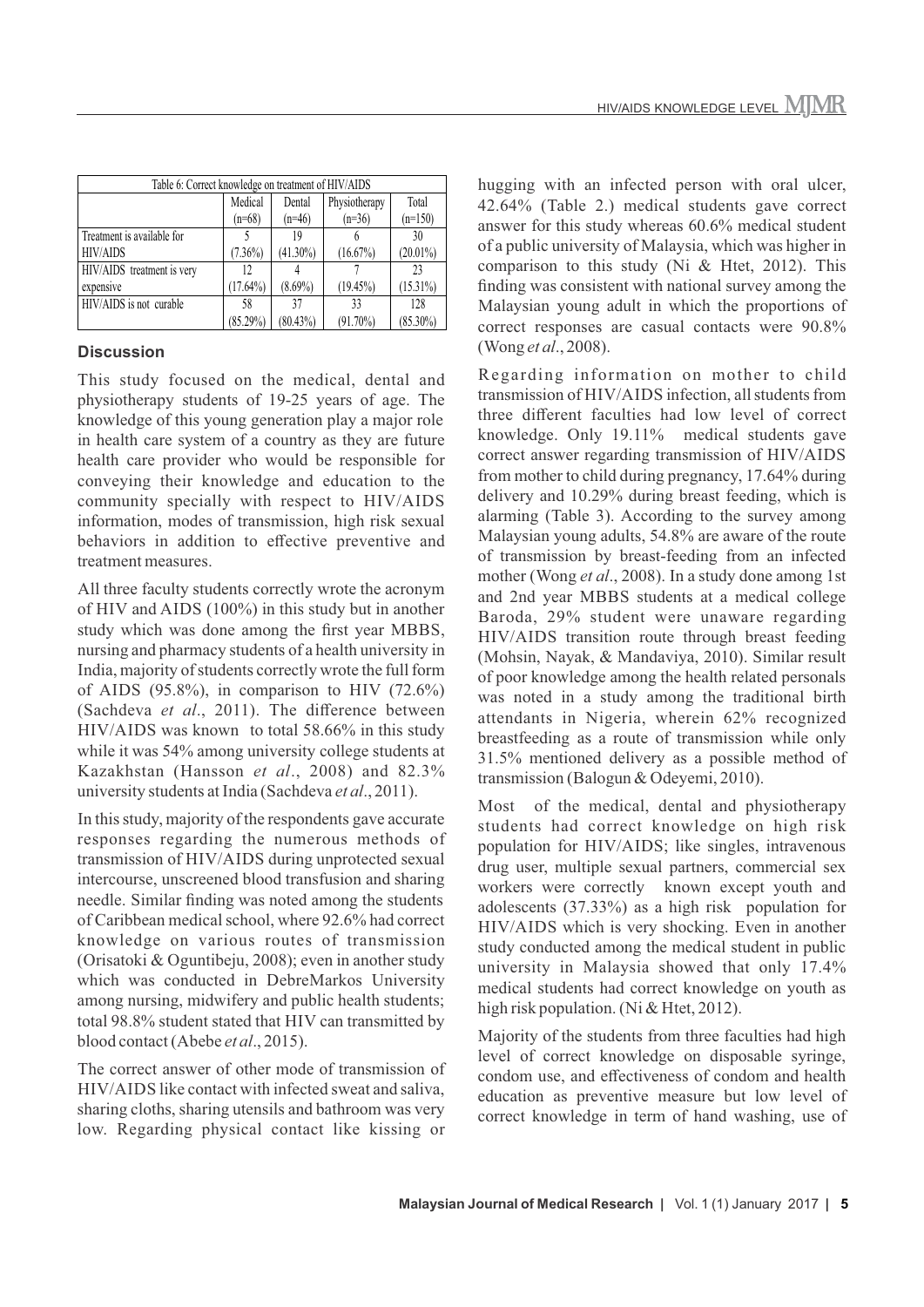| Table 6: Correct knowledge on treatment of HIV/AIDS | | | | |
|---|---|---|---|---|
| | Medical (n=68) | Dental (n=46) | Physiotherapy (n=36) | Total (n=150) |
| Treatment is available for HIV/AIDS | 5 (7.36%) | 19 (41.30%) | 6 (16.67%) | 30 (20.01%) |
| HIV/AIDS treatment is very expensive | 12 (17.64%) | 4 (8.69%) | 7 (19.45%) | 23 (15.31%) |
| HIV/AIDS is not curable | 58 (85.29%) | 37 (80.43%) | 33 (91.70%) | 128 (85.30%) |

## Discussion

This study focused on the medical, dental and physiotherapy students of 19-25 years of age. The knowledge of this young generation play a major role in health care system of a country as they are future health care provider who would be responsible for conveying their knowledge and education to the community specially with respect to HIV/AIDS information, modes of transmission, high risk sexual behaviors in addition to effective preventive and treatment measures.

All three faculty students correctly wrote the acronym of HIV and AIDS (100%) in this study but in another study which was done among the first year MBBS, nursing and pharmacy students of a health university in India, majority of students correctly wrote the full form of AIDS (95.8%), in comparison to HIV (72.6%) (Sachdeva *et al*., 2011). The difference between HIV/AIDS was known to total 58.66% in this study while it was 54% among university college students at Kazakhstan (Hansson *et al*., 2008) and 82.3% university students at India (Sachdeva *et al*., 2011).

In this study, majority of the respondents gave accurate responses regarding the numerous methods of transmission of HIV/AIDS during unprotected sexual intercourse, unscreened blood transfusion and sharing needle. Similar finding was noted among the students of Caribbean medical school, where 92.6% had correct knowledge on various routes of transmission (Orisatoki & Oguntibeju, 2008); even in another study which was conducted in DebreMarkos University among nursing, midwifery and public health students; total 98.8% student stated that HIV can transmitted by blood contact (Abebe *et al*., 2015).

The correct answer of other mode of transmission of HIV/AIDS like contact with infected sweat and saliva, sharing cloths, sharing utensils and bathroom was very low. Regarding physical contact like kissing or hugging with an infected person with oral ulcer, 42.64% (Table 2.) medical students gave correct answer for this study whereas 60.6% medical student of a public university of Malaysia, which was higher in comparison to this study (Ni & Htet, 2012). This finding was consistent with national survey among the Malaysian young adult in which the proportions of correct responses are casual contacts were 90.8% (Wong *et al*., 2008).

Regarding information on mother to child transmission of HIV/AIDS infection, all students from three different faculties had low level of correct knowledge. Only 19.11% medical students gave correct answer regarding transmission of HIV/AIDS from mother to child during pregnancy, 17.64% during delivery and 10.29% during breast feeding, which is alarming (Table 3). According to the survey among Malaysian young adults, 54.8% are aware of the route of transmission by breast-feeding from an infected mother (Wong *et al*., 2008). In a study done among 1st and 2nd year MBBS students at a medical college Baroda, 29% student were unaware regarding HIV/AIDS transition route through breast feeding (Mohsin, Nayak, & Mandaviya, 2010). Similar result of poor knowledge among the health related personals was noted in a study among the traditional birth attendants in Nigeria, wherein 62% recognized breastfeeding as a route of transmission while only 31.5% mentioned delivery as a possible method of transmission (Balogun & Odeyemi, 2010).

Most of the medical, dental and physiotherapy students had correct knowledge on high risk population for HIV/AIDS; like singles, intravenous drug user, multiple sexual partners, commercial sex workers were correctly known except youth and adolescents (37.33%) as a high risk population for HIV/AIDS which is very shocking. Even in another study conducted among the medical student in public university in Malaysia showed that only 17.4% medical students had correct knowledge on youth as high risk population. (Ni & Htet, 2012).

Majority of the students from three faculties had high level of correct knowledge on disposable syringe, condom use, and effectiveness of condom and health education as preventive measure but low level of correct knowledge in term of hand washing, use of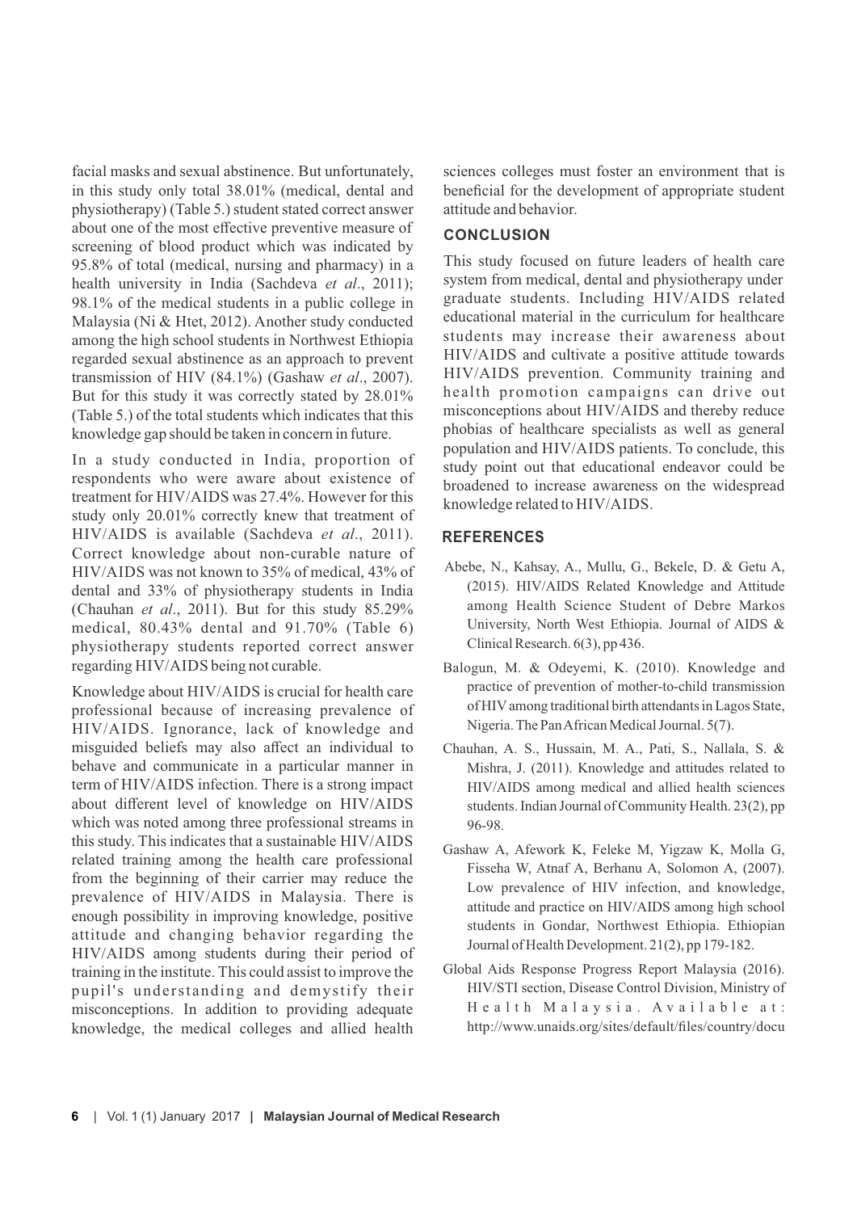facial masks and sexual abstinence. But unfortunately, in this study only total 38.01% (medical, dental and physiotherapy) (Table 5.) student stated correct answer about one of the most effective preventive measure of screening of blood product which was indicated by 95.8% of total (medical, nursing and pharmacy) in a health university in India (Sachdeva *et al*., 2011); 98.1% of the medical students in a public college in Malaysia (Ni & Htet, 2012). Another study conducted among the high school students in Northwest Ethiopia regarded sexual abstinence as an approach to prevent transmission of HIV (84.1%) (Gashaw *et al*., 2007). But for this study it was correctly stated by 28.01% (Table 5.) of the total students which indicates that this knowledge gap should be taken in concern in future.

In a study conducted in India, proportion of respondents who were aware about existence of treatment for HIV/AIDS was 27.4%. However for this study only 20.01% correctly knew that treatment of HIV/AIDS is available (Sachdeva *et al*., 2011). Correct knowledge about non-curable nature of HIV/AIDS was not known to 35% of medical, 43% of dental and 33% of physiotherapy students in India (Chauhan *et al*., 2011). But for this study 85.29% medical, 80.43% dental and 91.70% (Table 6) physiotherapy students reported correct answer regarding HIV/AIDS being not curable.

Knowledge about HIV/AIDS is crucial for health care professional because of increasing prevalence of HIV/AIDS. Ignorance, lack of knowledge and misguided beliefs may also affect an individual to behave and communicate in a particular manner in term of HIV/AIDS infection. There is a strong impact about different level of knowledge on HIV/AIDS which was noted among three professional streams in this study. This indicates that a sustainable HIV/AIDS related training among the health care professional from the beginning of their carrier may reduce the prevalence of HIV/AIDS in Malaysia. There is enough possibility in improving knowledge, positive attitude and changing behavior regarding the HIV/AIDS among students during their period of training in the institute. This could assist to improve the pupil's understanding and demystify their misconceptions. In addition to providing adequate knowledge, the medical colleges and allied health sciences colleges must foster an environment that is beneficial for the development of appropriate student attitude and behavior.

## CONCLUSION

This study focused on future leaders of health care system from medical, dental and physiotherapy under graduate students. Including HIV/AIDS related educational material in the curriculum for healthcare students may increase their awareness about HIV/AIDS and cultivate a positive attitude towards HIV/AIDS prevention. Community training and health promotion campaigns can drive out misconceptions about HIV/AIDS and thereby reduce phobias of healthcare specialists as well as general population and HIV/AIDS patients. To conclude, this study point out that educational endeavor could be broadened to increase awareness on the widespread knowledge related to HIV/AIDS.

## REFERENCES

Abebe, N., Kahsay, A., Mullu, G., Bekele, D. & Getu A, (2015). HIV/AIDS Related Knowledge and Attitude among Health Science Student of Debre Markos University, North West Ethiopia. Journal of AIDS & Clinical Research. 6(3), pp 436.

Balogun, M. & Odeyemi, K. (2010). Knowledge and practice of prevention of mother-to-child transmission of HIV among traditional birth attendants in Lagos State, Nigeria. The Pan African Medical Journal. 5(7).

Chauhan, A. S., Hussain, M. A., Pati, S., Nallala, S. & Mishra, J. (2011). Knowledge and attitudes related to HIV/AIDS among medical and allied health sciences students. Indian Journal of Community Health. 23(2), pp 96-98.

Gashaw A, Afework K, Feleke M, Yigzaw K, Molla G, Fisseha W, Atnaf A, Berhanu A, Solomon A, (2007). Low prevalence of HIV infection, and knowledge, attitude and practice on HIV/AIDS among high school students in Gondar, Northwest Ethiopia. Ethiopian Journal of Health Development. 21(2), pp 179-182.

Global Aids Response Progress Report Malaysia (2016). HIV/STI section, Disease Control Division, Ministry of Health Malaysia. Available at: http://www.unaids.org/sites/default/files/country/docu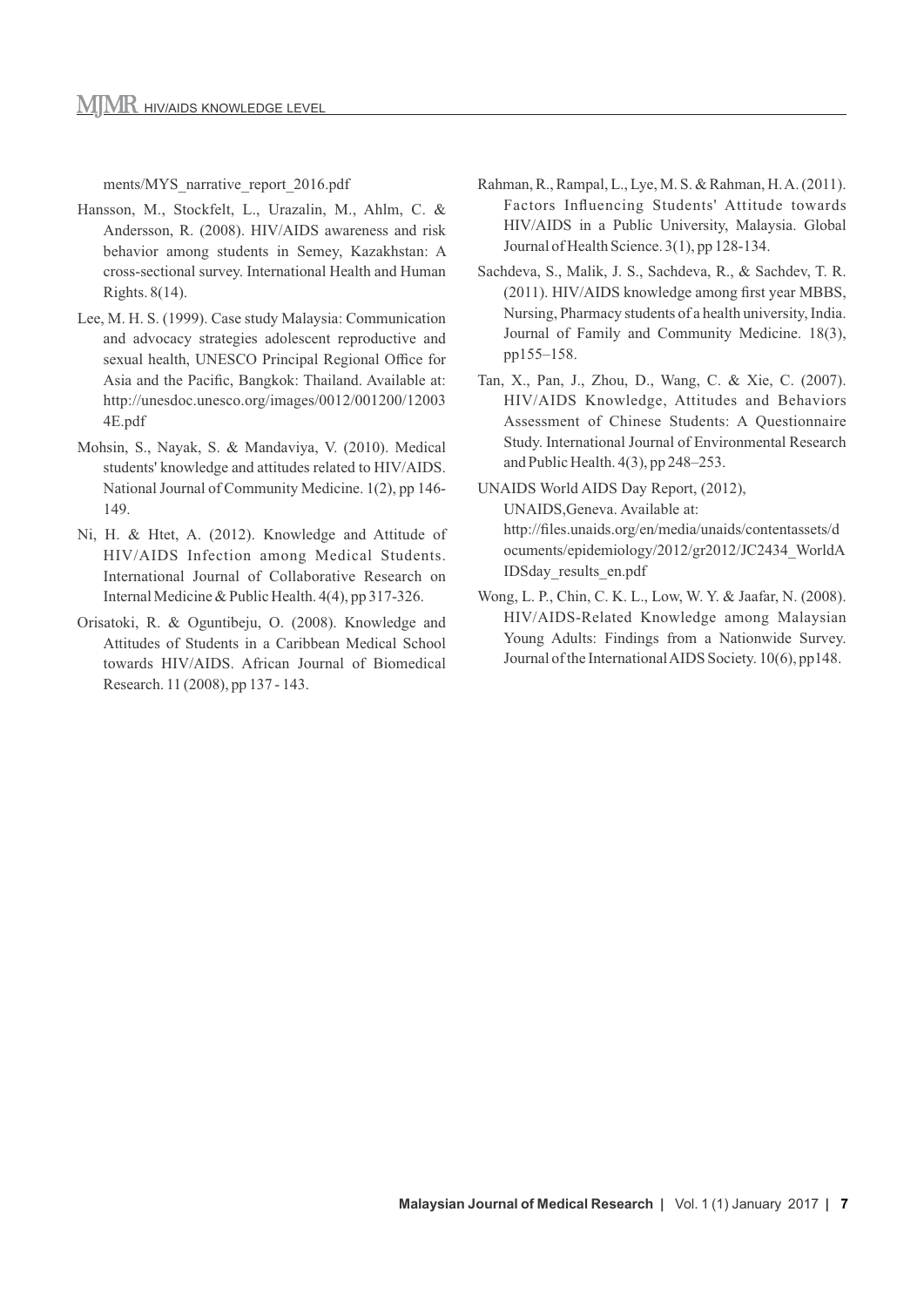ments/MYS_narrative_report_2016.pdf

Hansson, M., Stockfelt, L., Urazalin, M., Ahlm, C. & Andersson, R. (2008). HIV/AIDS awareness and risk behavior among students in Semey, Kazakhstan: A cross-sectional survey. International Health and Human Rights. 8(14).

Lee, M. H. S. (1999). Case study Malaysia: Communication and advocacy strategies adolescent reproductive and sexual health, UNESCO Principal Regional Office for Asia and the Pacific, Bangkok: Thailand. Available at: http://unesdoc.unesco.org/images/0012/001200/120034E.pdf

Mohsin, S., Nayak, S. & Mandaviya, V. (2010). Medical students' knowledge and attitudes related to HIV/AIDS. National Journal of Community Medicine. 1(2), pp 146-149.

Ni, H. & Htet, A. (2012). Knowledge and Attitude of HIV/AIDS Infection among Medical Students. International Journal of Collaborative Research on Internal Medicine & Public Health. 4(4), pp 317-326.

Orisatoki, R. & Oguntibeju, O. (2008). Knowledge and Attitudes of Students in a Caribbean Medical School towards HIV/AIDS. African Journal of Biomedical Research. 11 (2008), pp 137 - 143.

Rahman, R., Rampal, L., Lye, M. S. & Rahman, H. A. (2011). Factors Influencing Students' Attitude towards HIV/AIDS in a Public University, Malaysia. Global Journal of Health Science. 3(1), pp 128-134.

Sachdeva, S., Malik, J. S., Sachdeva, R., & Sachdev, T. R. (2011). HIV/AIDS knowledge among first year MBBS, Nursing, Pharmacy students of a health university, India. Journal of Family and Community Medicine. 18(3), pp155–158.

Tan, X., Pan, J., Zhou, D., Wang, C. & Xie, C. (2007). HIV/AIDS Knowledge, Attitudes and Behaviors Assessment of Chinese Students: A Questionnaire Study. International Journal of Environmental Research and Public Health. 4(3), pp 248–253.

UNAIDS World AIDS Day Report, (2012), UNAIDS,Geneva. Available at: http://files.unaids.org/en/media/unaids/contentassets/documents/epidemiology/2012/gr2012/JC2434_WorldAIDSday_results_en.pdf

Wong, L. P., Chin, C. K. L., Low, W. Y. & Jaafar, N. (2008). HIV/AIDS-Related Knowledge among Malaysian Young Adults: Findings from a Nationwide Survey. Journal of the International AIDS Society. 10(6), pp148.